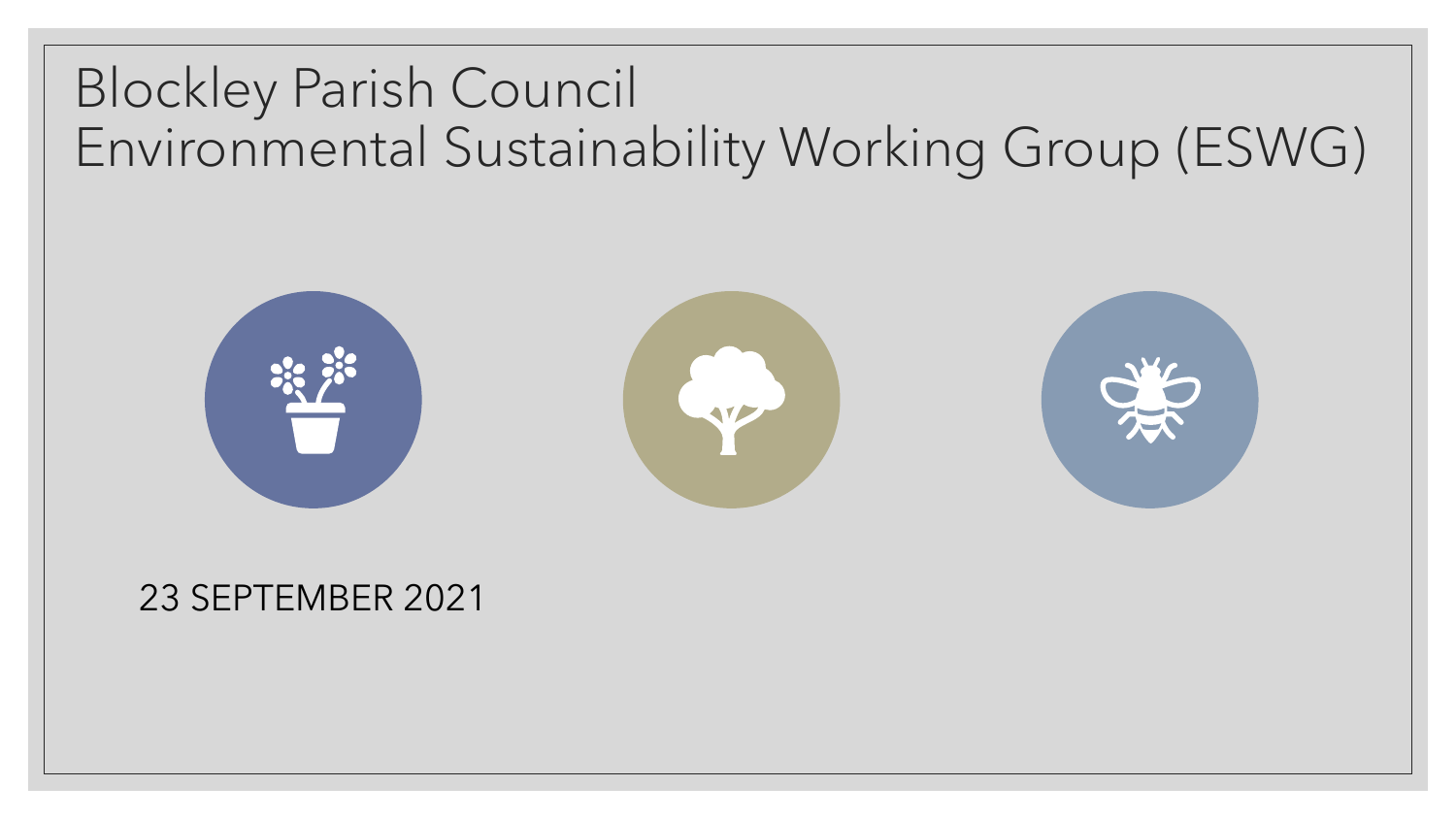# Blockley Parish Council
# Environmental Sustainability Working Group (ESWG)

23 SEPTEMBER 2021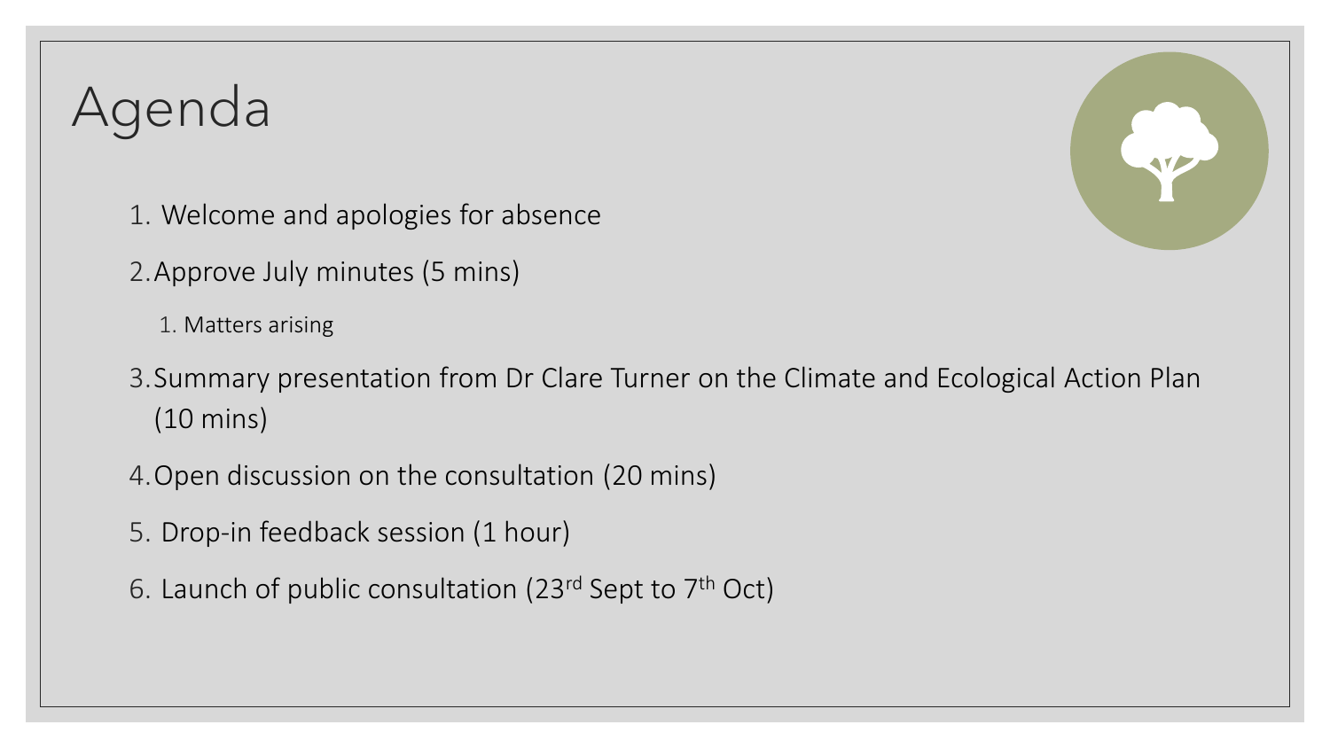# Agenda

1. Welcome and apologies for absence
2. Approve July minutes (5 mins)
    1. Matters arising
3. Summary presentation from Dr Clare Turner on the Climate and Ecological Action Plan (10 mins)
4. Open discussion on the consultation (20 mins)
5. Drop-in feedback session (1 hour)
6. Launch of public consultation (23rd Sept to 7th Oct)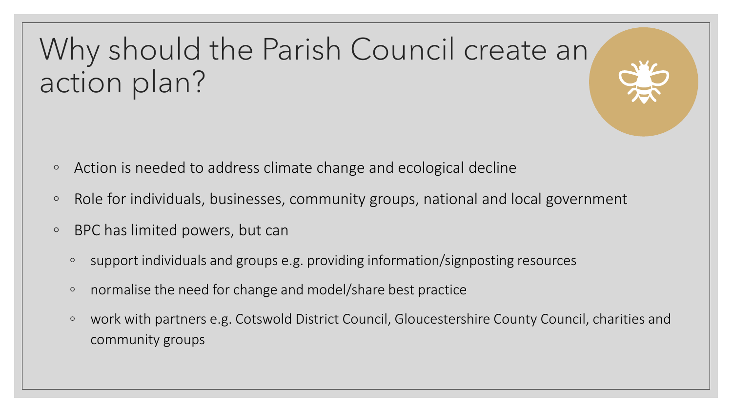# Why should the Parish Council create an action plan?

- Action is needed to address climate change and ecological decline
- Role for individuals, businesses, community groups, national and local government
- BPC has limited powers, but can
  - support individuals and groups e.g. providing information/signposting resources
  - normalise the need for change and model/share best practice
  - work with partners e.g. Cotswold District Council, Gloucestershire County Council, charities and community groups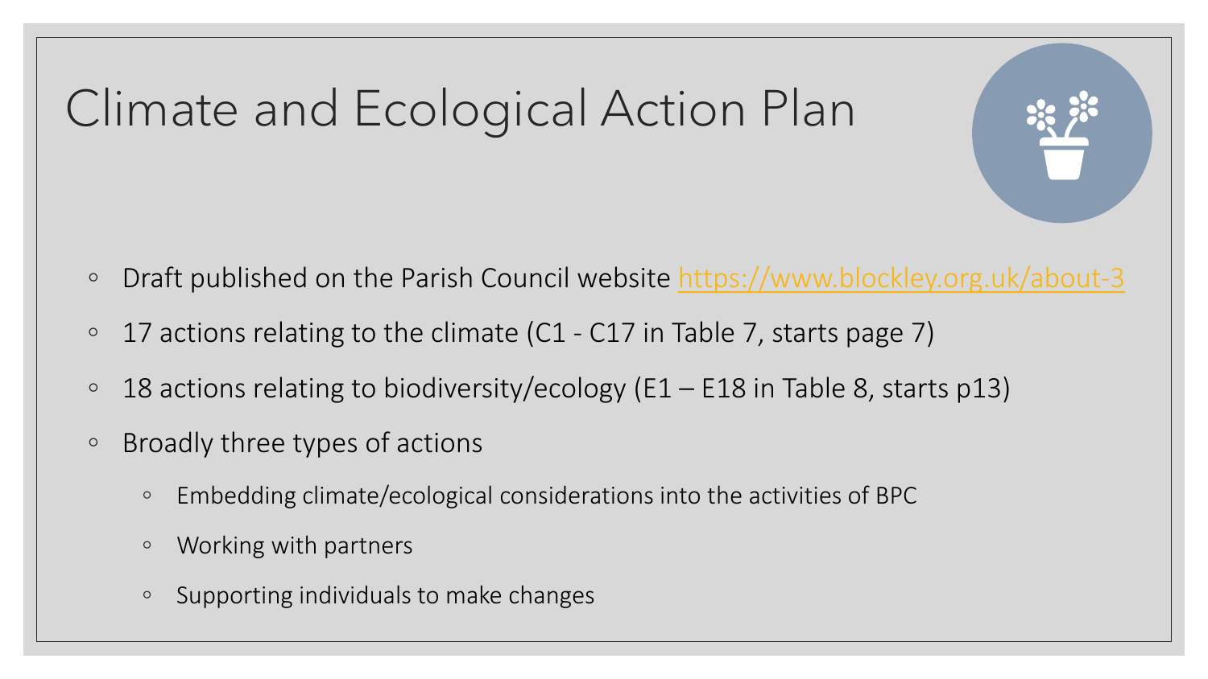# Climate and Ecological Action Plan

- Draft published on the Parish Council website https://www.blockley.org.uk/about-3
- 17 actions relating to the climate (C1 - C17 in Table 7, starts page 7)
- 18 actions relating to biodiversity/ecology (E1 – E18 in Table 8, starts p13)
- Broadly three types of actions
  - Embedding climate/ecological considerations into the activities of BPC
  - Working with partners
  - Supporting individuals to make changes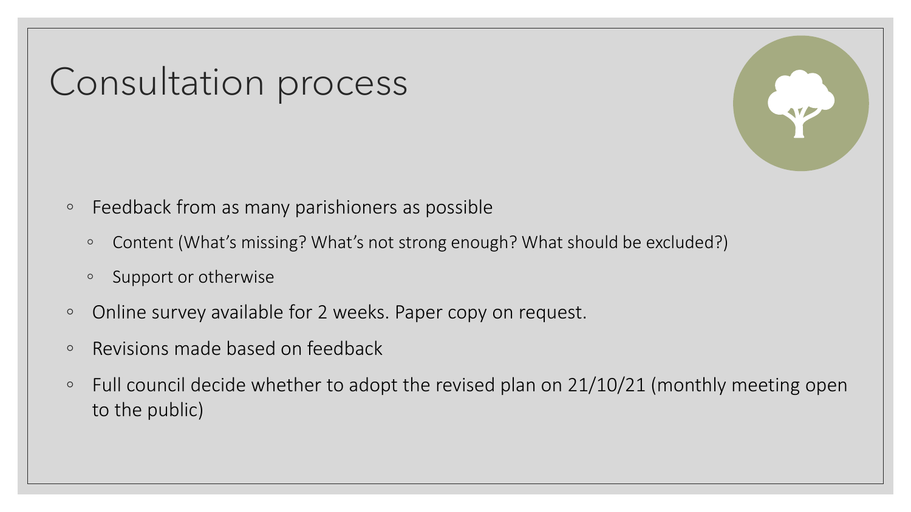# Consultation process

- Feedback from as many parishioners as possible
  - Content (What's missing? What's not strong enough? What should be excluded?)
  - Support or otherwise
- Online survey available for 2 weeks. Paper copy on request.
- Revisions made based on feedback
- Full council decide whether to adopt the revised plan on 21/10/21 (monthly meeting open to the public)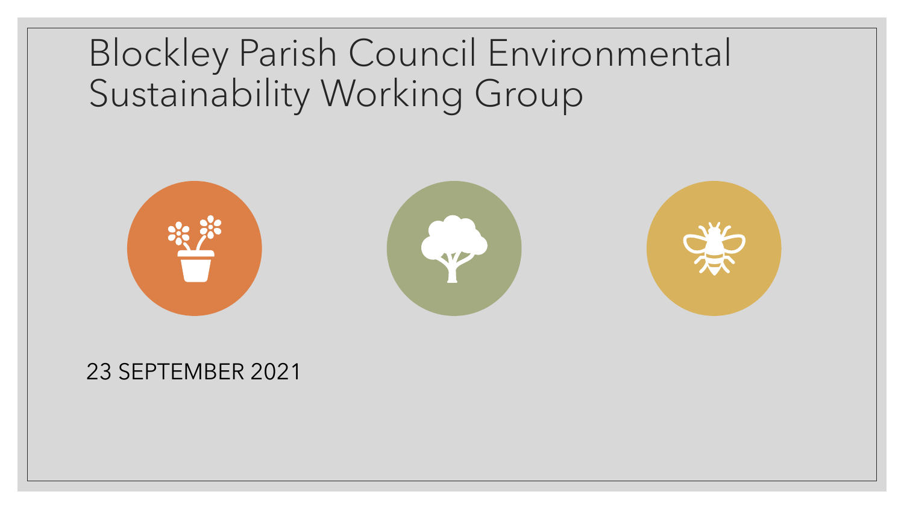# Blockley Parish Council Environmental Sustainability Working Group

23 SEPTEMBER 2021